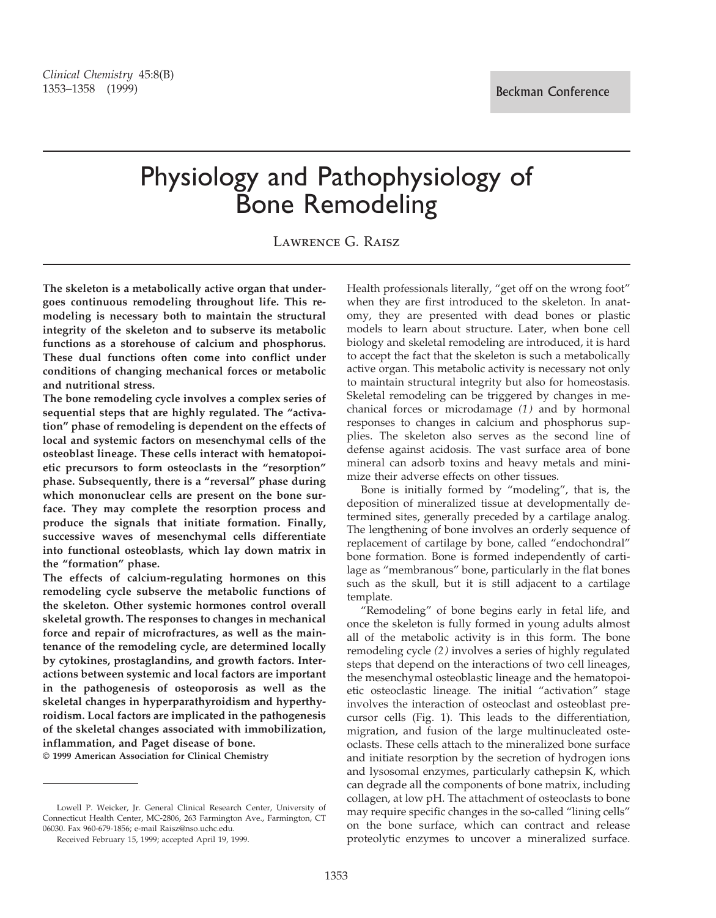Beckman Conference

# Physiology and Pathophysiology of Bone Remodeling

Lawrence G. Raisz

**The skeleton is a metabolically active organ that undergoes continuous remodeling throughout life. This remodeling is necessary both to maintain the structural integrity of the skeleton and to subserve its metabolic functions as a storehouse of calcium and phosphorus. These dual functions often come into conflict under conditions of changing mechanical forces or metabolic and nutritional stress.**

**The bone remodeling cycle involves a complex series of sequential steps that are highly regulated. The "activation" phase of remodeling is dependent on the effects of local and systemic factors on mesenchymal cells of the osteoblast lineage. These cells interact with hematopoietic precursors to form osteoclasts in the "resorption" phase. Subsequently, there is a "reversal" phase during which mononuclear cells are present on the bone surface. They may complete the resorption process and produce the signals that initiate formation. Finally, successive waves of mesenchymal cells differentiate into functional osteoblasts, which lay down matrix in the "formation" phase.**

**The effects of calcium-regulating hormones on this remodeling cycle subserve the metabolic functions of the skeleton. Other systemic hormones control overall skeletal growth. The responses to changes in mechanical force and repair of microfractures, as well as the maintenance of the remodeling cycle, are determined locally by cytokines, prostaglandins, and growth factors. Interactions between systemic and local factors are important in the pathogenesis of osteoporosis as well as the skeletal changes in hyperparathyroidism and hyperthyroidism. Local factors are implicated in the pathogenesis of the skeletal changes associated with immobilization, inflammation, and Paget disease of bone.**

**© 1999 American Association for Clinical Chemistry**

Lowell P. Weicker, Jr. General Clinical Research Center, University of Connecticut Health Center, MC-2806, 263 Farmington Ave., Farmington, CT 06030. Fax 960-679-1856; e-mail Raisz@nso.uchc.edu.

Received February 15, 1999; accepted April 19, 1999.

Health professionals literally, "get off on the wrong foot" when they are first introduced to the skeleton. In anatomy, they are presented with dead bones or plastic models to learn about structure. Later, when bone cell biology and skeletal remodeling are introduced, it is hard to accept the fact that the skeleton is such a metabolically active organ. This metabolic activity is necessary not only to maintain structural integrity but also for homeostasis. Skeletal remodeling can be triggered by changes in mechanical forces or microdamage *(1)* and by hormonal responses to changes in calcium and phosphorus supplies. The skeleton also serves as the second line of defense against acidosis. The vast surface area of bone mineral can adsorb toxins and heavy metals and minimize their adverse effects on other tissues.

Bone is initially formed by "modeling", that is, the deposition of mineralized tissue at developmentally determined sites, generally preceded by a cartilage analog. The lengthening of bone involves an orderly sequence of replacement of cartilage by bone, called "endochondral" bone formation. Bone is formed independently of cartilage as "membranous" bone, particularly in the flat bones such as the skull, but it is still adjacent to a cartilage template.

"Remodeling" of bone begins early in fetal life, and once the skeleton is fully formed in young adults almost all of the metabolic activity is in this form. The bone remodeling cycle *(2)* involves a series of highly regulated steps that depend on the interactions of two cell lineages, the mesenchymal osteoblastic lineage and the hematopoietic osteoclastic lineage. The initial "activation" stage involves the interaction of osteoclast and osteoblast precursor cells (Fig. 1). This leads to the differentiation, migration, and fusion of the large multinucleated osteoclasts. These cells attach to the mineralized bone surface and initiate resorption by the secretion of hydrogen ions and lysosomal enzymes, particularly cathepsin K, which can degrade all the components of bone matrix, including collagen, at low pH. The attachment of osteoclasts to bone may require specific changes in the so-called "lining cells" on the bone surface, which can contract and release proteolytic enzymes to uncover a mineralized surface.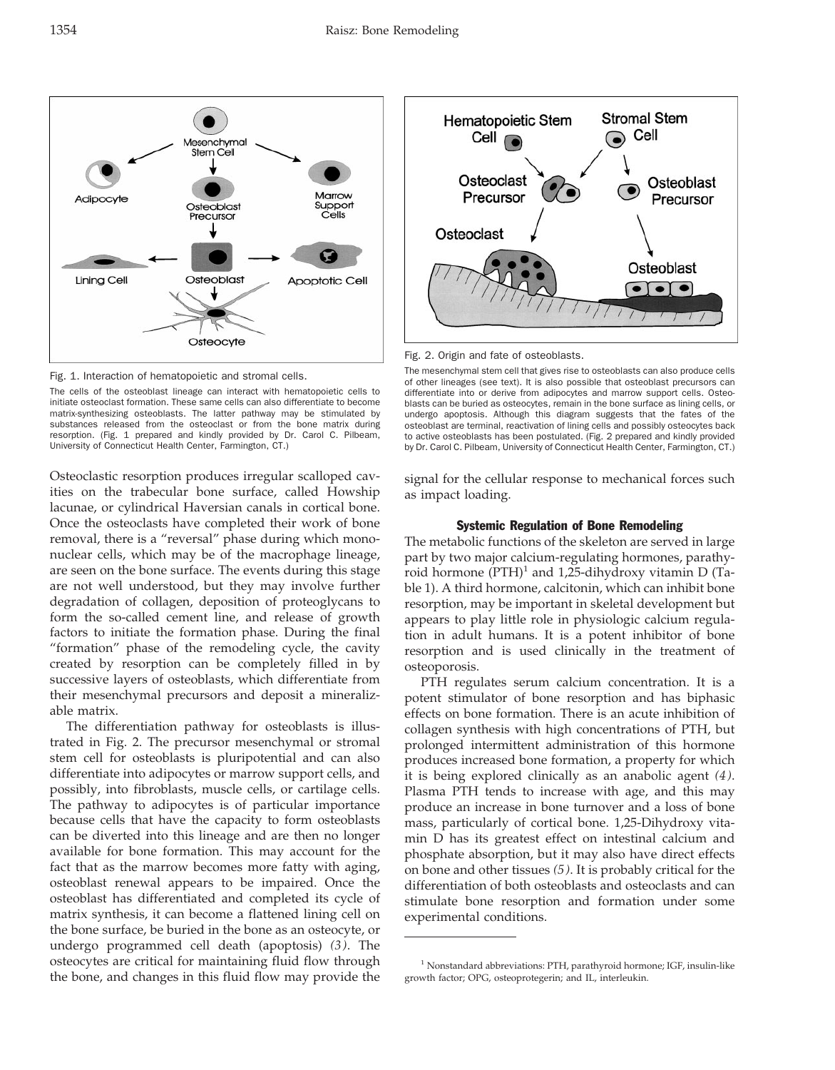Fig. 1. Interaction of hematopoietic and stromal cells.

The cells of the osteoblast lineage can interact with hematopoietic cells to initiate osteoclast formation. These same cells can also differentiate to become matrix-synthesizing osteoblasts. The latter pathway may be stimulated by substances released from the osteoclast or from the bone matrix during resorption. (Fig. 1 prepared and kindly provided by Dr. Carol C. Pilbeam, University of Connecticut Health Center, Farmington, CT.)

Fig. 2. Origin and fate of osteoblasts.

The mesenchymal stem cell that gives rise to osteoblasts can also produce cells of other lineages (see text). It is also possible that osteoblast precursors can differentiate into or derive from adipocytes and marrow support cells. Osteoblasts can be buried as osteocytes, remain in the bone surface as lining cells, or undergo apoptosis. Although this diagram suggests that the fates of the osteoblast are terminal, reactivation of lining cells and possibly osteocytes back to active osteoblasts has been postulated. (Fig. 2 prepared and kindly provided by Dr. Carol C. Pilbeam, University of Connecticut Health Center, Farmington, CT.)

Osteoclastic resorption produces irregular scalloped cavities on the trabecular bone surface, called Howship lacunae, or cylindrical Haversian canals in cortical bone. Once the osteoclasts have completed their work of bone removal, there is a "reversal" phase during which mononuclear cells, which may be of the macrophage lineage, are seen on the bone surface. The events during this stage are not well understood, but they may involve further degradation of collagen, deposition of proteoglycans to form the so-called cement line, and release of growth factors to initiate the formation phase. During the final "formation" phase of the remodeling cycle, the cavity created by resorption can be completely filled in by successive layers of osteoblasts, which differentiate from their mesenchymal precursors and deposit a mineralizable matrix.

The differentiation pathway for osteoblasts is illustrated in Fig. 2. The precursor mesenchymal or stromal stem cell for osteoblasts is pluripotential and can also differentiate into adipocytes or marrow support cells, and possibly, into fibroblasts, muscle cells, or cartilage cells. The pathway to adipocytes is of particular importance because cells that have the capacity to form osteoblasts can be diverted into this lineage and are then no longer available for bone formation. This may account for the fact that as the marrow becomes more fatty with aging, osteoblast renewal appears to be impaired. Once the osteoblast has differentiated and completed its cycle of matrix synthesis, it can become a flattened lining cell on the bone surface, be buried in the bone as an osteocyte, or undergo programmed cell death (apoptosis) *(3)*. The osteocytes are critical for maintaining fluid flow through the bone, and changes in this fluid flow may provide the signal for the cellular response to mechanical forces such as impact loading.

## Systemic Regulation of Bone Remodeling

The metabolic functions of the skeleton are served in large part by two major calcium-regulating hormones, parathyroid hormone (PTH)[1] and 1,25-dihydroxy vitamin D (Table 1). A third hormone, calcitonin, which can inhibit bone resorption, may be important in skeletal development but appears to play little role in physiologic calcium regulation in adult humans. It is a potent inhibitor of bone resorption and is used clinically in the treatment of osteoporosis.

PTH regulates serum calcium concentration. It is a potent stimulator of bone resorption and has biphasic effects on bone formation. There is an acute inhibition of collagen synthesis with high concentrations of PTH, but prolonged intermittent administration of this hormone produces increased bone formation, a property for which it is being explored clinically as an anabolic agent *(4)*. Plasma PTH tends to increase with age, and this may produce an increase in bone turnover and a loss of bone mass, particularly of cortical bone. 1,25-Dihydroxy vitamin D has its greatest effect on intestinal calcium and phosphate absorption, but it may also have direct effects on bone and other tissues *(5)*. It is probably critical for the differentiation of both osteoblasts and osteoclasts and can stimulate bone resorption and formation under some experimental conditions.

[1] Nonstandard abbreviations: PTH, parathyroid hormone; IGF, insulin-like growth factor; OPG, osteoprotegerin; and IL, interleukin.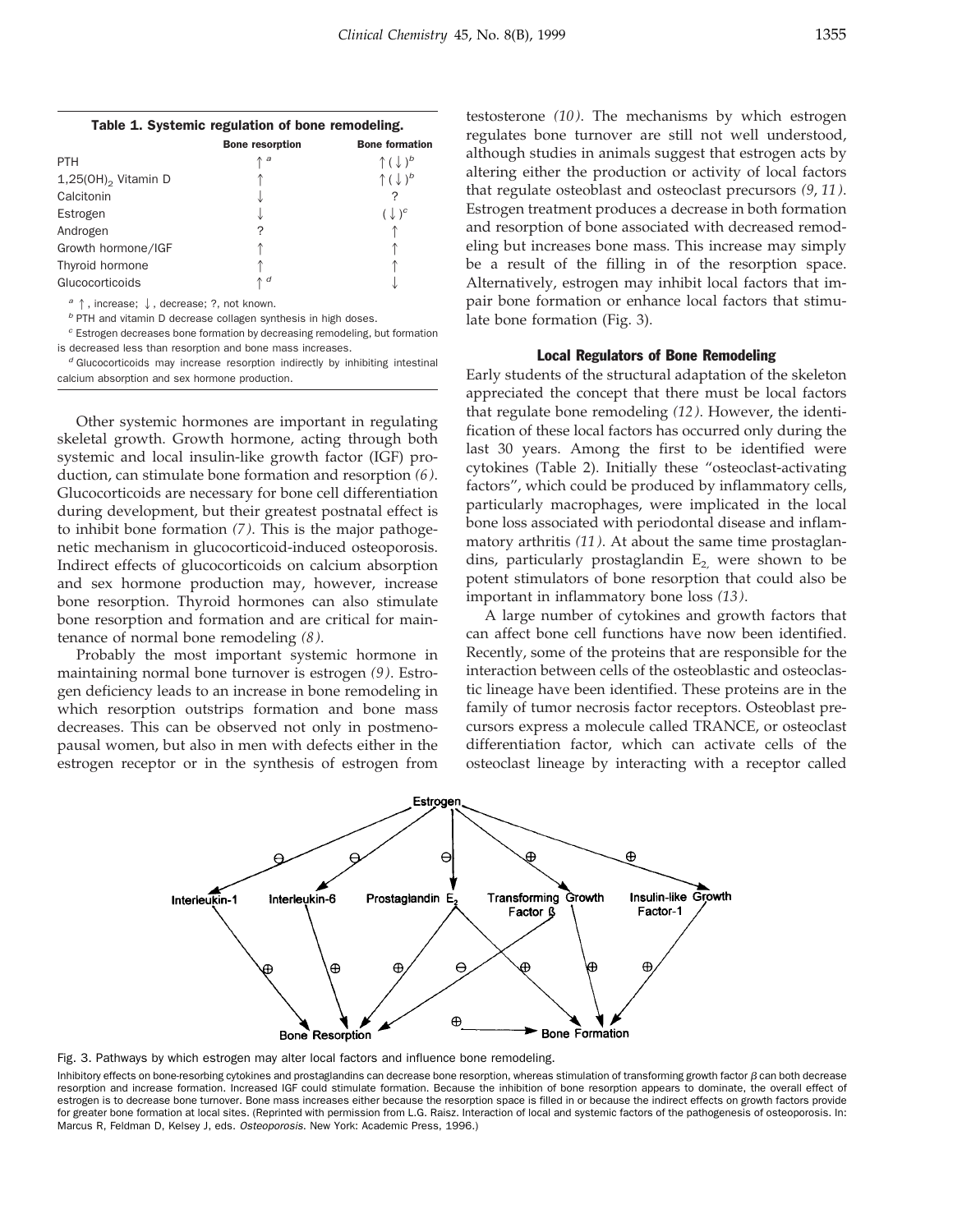**Table 1. Systemic regulation of bone remodeling.**

| | Bone resorption | Bone formation |
|---|---|---|
| PTH | ↑ [a] | ↑ (↓) [b] |
| $1,25(OH)_2$ Vitamin D | ↑ | ↑ (↓) [b] |
| Calcitonin | ↓ | ? |
| Estrogen | ↓ | (↓) [c] |
| Androgen | ? | ↑ |
| Growth hormone/IGF | ↑ | ↑ |
| Thyroid hormone | ↑ | ↑ |
| Glucocorticoids | ↑ [d] | ↓ |

[a] ↑, increase; ↓, decrease; ?, not known.

[b] PTH and vitamin D decrease collagen synthesis in high doses.

[c] Estrogen decreases bone formation by decreasing remodeling, but formation is decreased less than resorption and bone mass increases.

[d] Glucocorticoids may increase resorption indirectly by inhibiting intestinal calcium absorption and sex hormone production.

Other systemic hormones are important in regulating skeletal growth. Growth hormone, acting through both systemic and local insulin-like growth factor (IGF) production, can stimulate bone formation and resorption *(6)*. Glucocorticoids are necessary for bone cell differentiation during development, but their greatest postnatal effect is to inhibit bone formation *(7)*. This is the major pathogenetic mechanism in glucocorticoid-induced osteoporosis. Indirect effects of glucocorticoids on calcium absorption and sex hormone production may, however, increase bone resorption. Thyroid hormones can also stimulate bone resorption and formation and are critical for maintenance of normal bone remodeling *(8)*.

Probably the most important systemic hormone in maintaining normal bone turnover is estrogen *(9)*. Estrogen deficiency leads to an increase in bone remodeling in which resorption outstrips formation and bone mass decreases. This can be observed not only in postmenopausal women, but also in men with defects either in the estrogen receptor or in the synthesis of estrogen from testosterone *(10)*. The mechanisms by which estrogen regulates bone turnover are still not well understood, although studies in animals suggest that estrogen acts by altering either the production or activity of local factors that regulate osteoblast and osteoclast precursors *(9, 11)*. Estrogen treatment produces a decrease in both formation and resorption of bone associated with decreased remodeling but increases bone mass. This increase may simply be a result of the filling in of the resorption space. Alternatively, estrogen may inhibit local factors that impair bone formation or enhance local factors that stimulate bone formation (Fig. 3).

## Local Regulators of Bone Remodeling

Early students of the structural adaptation of the skeleton appreciated the concept that there must be local factors that regulate bone remodeling *(12)*. However, the identification of these local factors has occurred only during the last 30 years. Among the first to be identified were cytokines (Table 2). Initially these "osteoclast-activating factors", which could be produced by inflammatory cells, particularly macrophages, were implicated in the local bone loss associated with periodontal disease and inflammatory arthritis *(11)*. At about the same time prostaglandins, particularly prostaglandin $E_2$, were shown to be potent stimulators of bone resorption that could also be important in inflammatory bone loss *(13)*.

A large number of cytokines and growth factors that can affect bone cell functions have now been identified. Recently, some of the proteins that are responsible for the interaction between cells of the osteoblastic and osteoclastic lineage have been identified. These proteins are in the family of tumor necrosis factor receptors. Osteoblast precursors express a molecule called TRANCE, or osteoclast differentiation factor, which can activate cells of the osteoclast lineage by interacting with a receptor called

Fig. 3. Pathways by which estrogen may alter local factors and influence bone remodeling.

Inhibitory effects on bone-resorbing cytokines and prostaglandins can decrease bone resorption, whereas stimulation of transforming growth factor $\beta$ can both decrease resorption and increase formation. Increased IGF could stimulate formation. Because the inhibition of bone resorption appears to dominate, the overall effect of estrogen is to decrease bone turnover. Bone mass increases either because the resorption space is filled in or because the indirect effects on growth factors provide for greater bone formation at local sites. (Reprinted with permission from L.G. Raisz. Interaction of local and systemic factors of the pathogenesis of osteoporosis. In: Marcus R, Feldman D, Kelsey J, eds. *Osteoporosis*. New York: Academic Press, 1996.)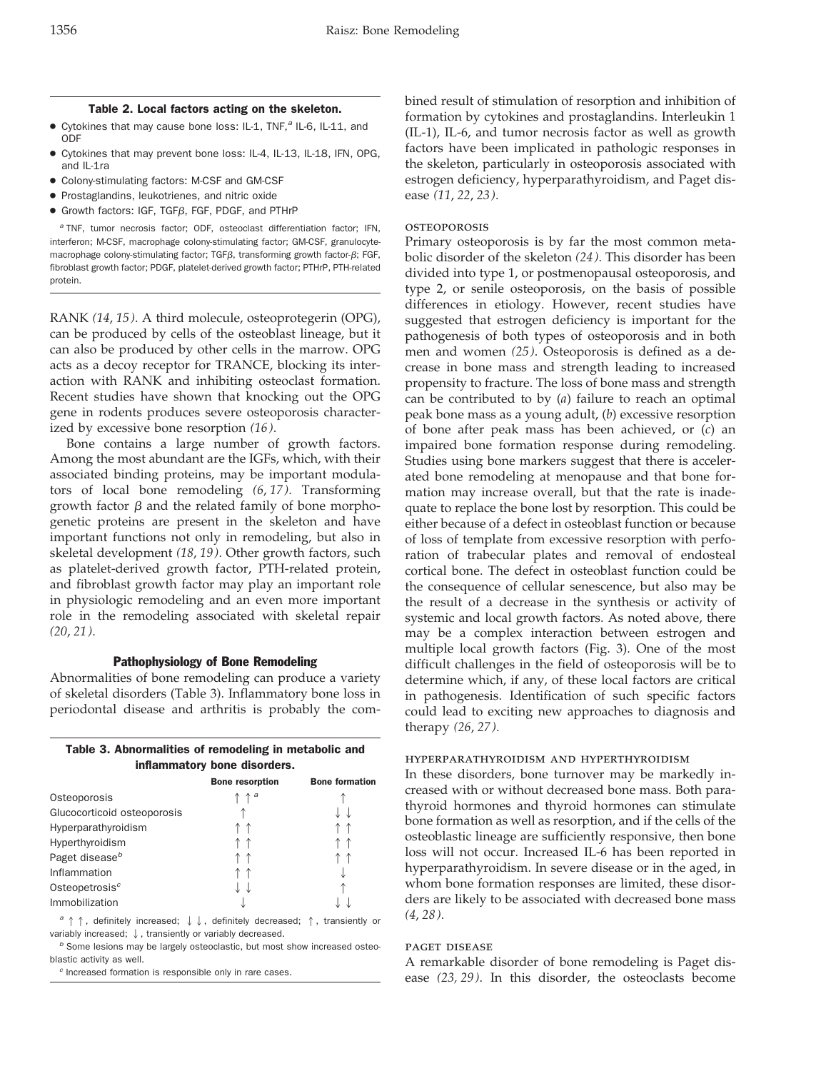**Table 2. Local factors acting on the skeleton.**

- Cytokines that may cause bone loss: IL-1, TNF,[a] IL-6, IL-11, and ODF
- Cytokines that may prevent bone loss: IL-4, IL-13, IL-18, IFN, OPG, and IL-1ra
- Colony-stimulating factors: M-CSF and GM-CSF
- Prostaglandins, leukotrienes, and nitric oxide
- Growth factors: IGF, TGFβ, FGF, PDGF, and PTHrP

[a] TNF, tumor necrosis factor; ODF, osteoclast differentiation factor; IFN, interferon; M-CSF, macrophage colony-stimulating factor; GM-CSF, granulocyte-macrophage colony-stimulating factor; TGFβ, transforming growth factor-β; FGF, fibroblast growth factor; PDGF, platelet-derived growth factor; PTHrP, PTH-related protein.

RANK *(14, 15)*. A third molecule, osteoprotegerin (OPG), can be produced by cells of the osteoblast lineage, but it can also be produced by other cells in the marrow. OPG acts as a decoy receptor for TRANCE, blocking its interaction with RANK and inhibiting osteoclast formation. Recent studies have shown that knocking out the OPG gene in rodents produces severe osteoporosis characterized by excessive bone resorption *(16)*.

Bone contains a large number of growth factors. Among the most abundant are the IGFs, which, with their associated binding proteins, may be important modulators of local bone remodeling *(6, 17)*. Transforming growth factor β and the related family of bone morphogenetic proteins are present in the skeleton and have important functions not only in remodeling, but also in skeletal development *(18, 19)*. Other growth factors, such as platelet-derived growth factor, PTH-related protein, and fibroblast growth factor may play an important role in physiologic remodeling and an even more important role in the remodeling associated with skeletal repair *(20, 21)*.

## Pathophysiology of Bone Remodeling

Abnormalities of bone remodeling can produce a variety of skeletal disorders (Table 3). Inflammatory bone loss in periodontal disease and arthritis is probably the combined result of stimulation of resorption and inhibition of formation by cytokines and prostaglandins. Interleukin 1 (IL-1), IL-6, and tumor necrosis factor as well as growth factors have been implicated in pathologic responses in the skeleton, particularly in osteoporosis associated with estrogen deficiency, hyperparathyroidism, and Paget disease *(11, 22, 23)*.

**Table 3. Abnormalities of remodeling in metabolic and inflammatory bone disorders.**

| | Bone resorption | Bone formation |
|---|---|---|
| Osteoporosis | ↑↑[a] | ↑ |
| Glucocorticoid osteoporosis | ↑ | ↓↓ |
| Hyperparathyroidism | ↑↑ | ↑↑ |
| Hyperthyroidism | ↑↑ | ↑↑ |
| Paget disease[b] | ↑↑ | ↑↑ |
| Inflammation | ↑↑ | ↓ |
| Osteopetrosis[c] | ↓↓ | ↑ |
| Immobilization | ↓ | ↓↓ |

[a] ↑↑, definitely increased; ↓↓, definitely decreased; ↑, transiently or variably increased; ↓, transiently or variably decreased.
[b] Some lesions may be largely osteoclastic, but most show increased osteoblastic activity as well.
[c] Increased formation is responsible only in rare cases.

### Osteoporosis

Primary osteoporosis is by far the most common metabolic disorder of the skeleton *(24)*. This disorder has been divided into type 1, or postmenopausal osteoporosis, and type 2, or senile osteoporosis, on the basis of possible differences in etiology. However, recent studies have suggested that estrogen deficiency is important for the pathogenesis of both types of osteoporosis and in both men and women *(25)*. Osteoporosis is defined as a decrease in bone mass and strength leading to increased propensity to fracture. The loss of bone mass and strength can be contributed to by (*a*) failure to reach an optimal peak bone mass as a young adult, (*b*) excessive resorption of bone after peak mass has been achieved, or (*c*) an impaired bone formation response during remodeling. Studies using bone markers suggest that there is accelerated bone remodeling at menopause and that bone formation may increase overall, but that the rate is inadequate to replace the bone lost by resorption. This could be either because of a defect in osteoblast function or because of loss of template from excessive resorption with perforation of trabecular plates and removal of endosteal cortical bone. The defect in osteoblast function could be the consequence of cellular senescence, but also may be the result of a decrease in the synthesis or activity of systemic and local growth factors. As noted above, there may be a complex interaction between estrogen and multiple local growth factors (Fig. 3). One of the most difficult challenges in the field of osteoporosis will be to determine which, if any, of these local factors are critical in pathogenesis. Identification of such specific factors could lead to exciting new approaches to diagnosis and therapy *(26, 27)*.

### Hyperparathyroidism and Hyperthyroidism

In these disorders, bone turnover may be markedly increased with or without decreased bone mass. Both parathyroid hormones and thyroid hormones can stimulate bone formation as well as resorption, and if the cells of the osteoblastic lineage are sufficiently responsive, then bone loss will not occur. Increased IL-6 has been reported in hyperparathyroidism. In severe disease or in the aged, in whom bone formation responses are limited, these disorders are likely to be associated with decreased bone mass *(4, 28)*.

### Paget Disease

A remarkable disorder of bone remodeling is Paget disease *(23, 29)*. In this disorder, the osteoclasts become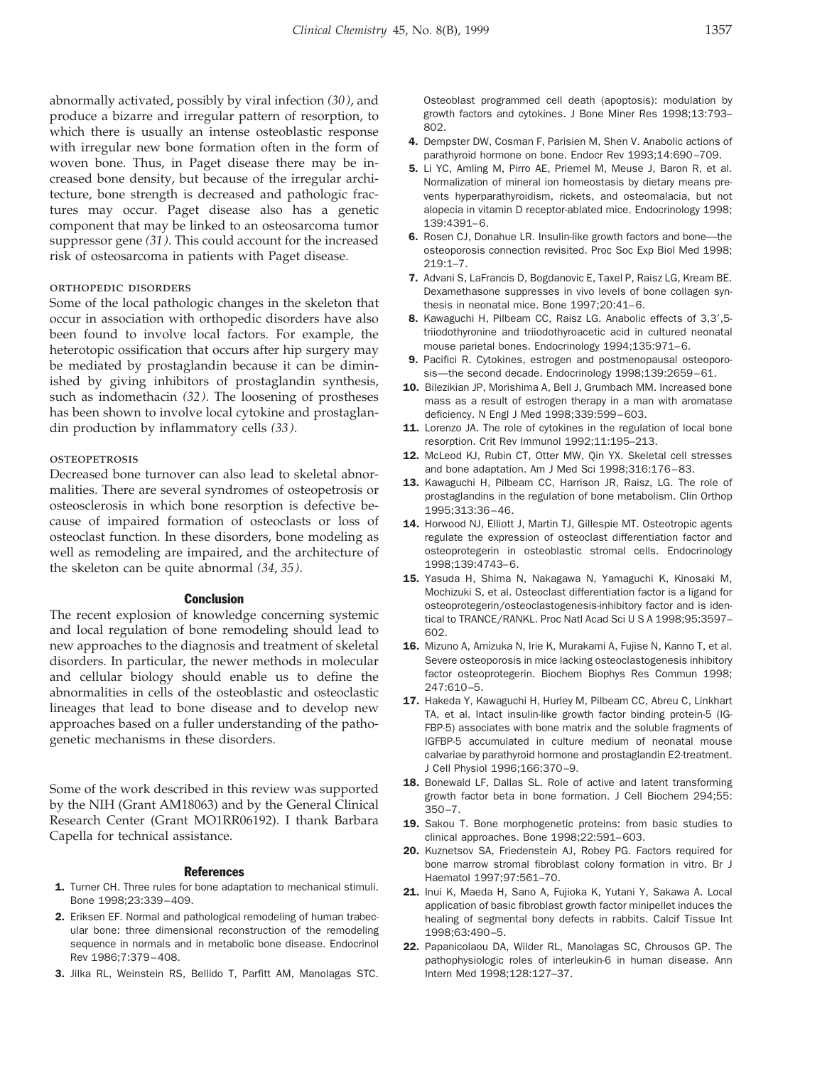abnormally activated, possibly by viral infection *(30)*, and produce a bizarre and irregular pattern of resorption, to which there is usually an intense osteoblastic response with irregular new bone formation often in the form of woven bone. Thus, in Paget disease there may be increased bone density, but because of the irregular architecture, bone strength is decreased and pathologic fractures may occur. Paget disease also has a genetic component that may be linked to an osteosarcoma tumor suppressor gene *(31)*. This could account for the increased risk of osteosarcoma in patients with Paget disease.

#### ORTHOPEDIC DISORDERS

Some of the local pathologic changes in the skeleton that occur in association with orthopedic disorders have also been found to involve local factors. For example, the heterotopic ossification that occurs after hip surgery may be mediated by prostaglandin because it can be diminished by giving inhibitors of prostaglandin synthesis, such as indomethacin *(32)*. The loosening of prostheses has been shown to involve local cytokine and prostaglandin production by inflammatory cells *(33)*.

#### OSTEOPETROSIS

Decreased bone turnover can also lead to skeletal abnormalities. There are several syndromes of osteopetrosis or osteosclerosis in which bone resorption is defective because of impaired formation of osteoclasts or loss of osteoclast function. In these disorders, bone modeling as well as remodeling are impaired, and the architecture of the skeleton can be quite abnormal *(34, 35)*.

## Conclusion

The recent explosion of knowledge concerning systemic and local regulation of bone remodeling should lead to new approaches to the diagnosis and treatment of skeletal disorders. In particular, the newer methods in molecular and cellular biology should enable us to define the abnormalities in cells of the osteoblastic and osteoclastic lineages that lead to bone disease and to develop new approaches based on a fuller understanding of the pathogenetic mechanisms in these disorders.

Some of the work described in this review was supported by the NIH (Grant AM18063) and by the General Clinical Research Center (Grant MO1RR06192). I thank Barbara Capella for technical assistance.

## References

1. Turner CH. Three rules for bone adaptation to mechanical stimuli. Bone 1998;23:339–409.
2. Eriksen EF. Normal and pathological remodeling of human trabecular bone: three dimensional reconstruction of the remodeling sequence in normals and in metabolic bone disease. Endocrinol Rev 1986;7:379–408.
3. Jilka RL, Weinstein RS, Bellido T, Parfitt AM, Manolagas STC. Osteoblast programmed cell death (apoptosis): modulation by growth factors and cytokines. J Bone Miner Res 1998;13:793–802.
4. Dempster DW, Cosman F, Parisien M, Shen V. Anabolic actions of parathyroid hormone on bone. Endocr Rev 1993;14:690–709.
5. Li YC, Amling M, Pirro AE, Priemel M, Meuse J, Baron R, et al. Normalization of mineral ion homeostasis by dietary means prevents hyperparathyroidism, rickets, and osteomalacia, but not alopecia in vitamin D receptor-ablated mice. Endocrinology 1998;139:4391–6.
6. Rosen CJ, Donahue LR. Insulin-like growth factors and bone—the osteoporosis connection revisited. Proc Soc Exp Biol Med 1998;219:1–7.
7. Advani S, LaFrancis D, Bogdanovic E, Taxel P, Raisz LG, Kream BE. Dexamethasone suppresses in vivo levels of bone collagen synthesis in neonatal mice. Bone 1997;20:41–6.
8. Kawaguchi H, Pilbeam CC, Raisz LG. Anabolic effects of 3,3′,5-triiodothyronine and triiodothyroacetic acid in cultured neonatal mouse parietal bones. Endocrinology 1994;135:971–6.
9. Pacifici R. Cytokines, estrogen and postmenopausal osteoporosis—the second decade. Endocrinology 1998;139:2659–61.
10. Bilezikian JP, Morishima A, Bell J, Grumbach MM. Increased bone mass as a result of estrogen therapy in a man with aromatase deficiency. N Engl J Med 1998;339:599–603.
11. Lorenzo JA. The role of cytokines in the regulation of local bone resorption. Crit Rev Immunol 1992;11:195–213.
12. McLeod KJ, Rubin CT, Otter MW, Qin YX. Skeletal cell stresses and bone adaptation. Am J Med Sci 1998;316:176–83.
13. Kawaguchi H, Pilbeam CC, Harrison JR, Raisz, LG. The role of prostaglandins in the regulation of bone metabolism. Clin Orthop 1995;313:36–46.
14. Horwood NJ, Elliott J, Martin TJ, Gillespie MT. Osteotropic agents regulate the expression of osteoclast differentiation factor and osteoprotegerin in osteoblastic stromal cells. Endocrinology 1998;139:4743–6.
15. Yasuda H, Shima N, Nakagawa N, Yamaguchi K, Kinosaki M, Mochizuki S, et al. Osteoclast differentiation factor is a ligand for osteoprotegerin/osteoclastogenesis-inhibitory factor and is identical to TRANCE/RANKL. Proc Natl Acad Sci U S A 1998;95:3597–602.
16. Mizuno A, Amizuka N, Irie K, Murakami A, Fujise N, Kanno T, et al. Severe osteoporosis in mice lacking osteoclastogenesis inhibitory factor osteoprotegerin. Biochem Biophys Res Commun 1998;247:610–5.
17. Hakeda Y, Kawaguchi H, Hurley M, Pilbeam CC, Abreu C, Linkhart TA, et al. Intact insulin-like growth factor binding protein-5 (IGFBP-5) associates with bone matrix and the soluble fragments of IGFBP-5 accumulated in culture medium of neonatal mouse calvariae by parathyroid hormone and prostaglandin E2-treatment. J Cell Physiol 1996;166:370–9.
18. Bonewald LF, Dallas SL. Role of active and latent transforming growth factor beta in bone formation. J Cell Biochem 294;55:350–7.
19. Sakou T. Bone morphogenetic proteins: from basic studies to clinical approaches. Bone 1998;22:591–603.
20. Kuznetsov SA, Friedenstein AJ, Robey PG. Factors required for bone marrow stromal fibroblast colony formation in vitro. Br J Haematol 1997;97:561–70.
21. Inui K, Maeda H, Sano A, Fujioka K, Yutani Y, Sakawa A. Local application of basic fibroblast growth factor minipellet induces the healing of segmental bony defects in rabbits. Calcif Tissue Int 1998;63:490–5.
22. Papanicolaou DA, Wilder RL, Manolagas SC, Chrousos GP. The pathophysiologic roles of interleukin-6 in human disease. Ann Intern Med 1998;128:127–37.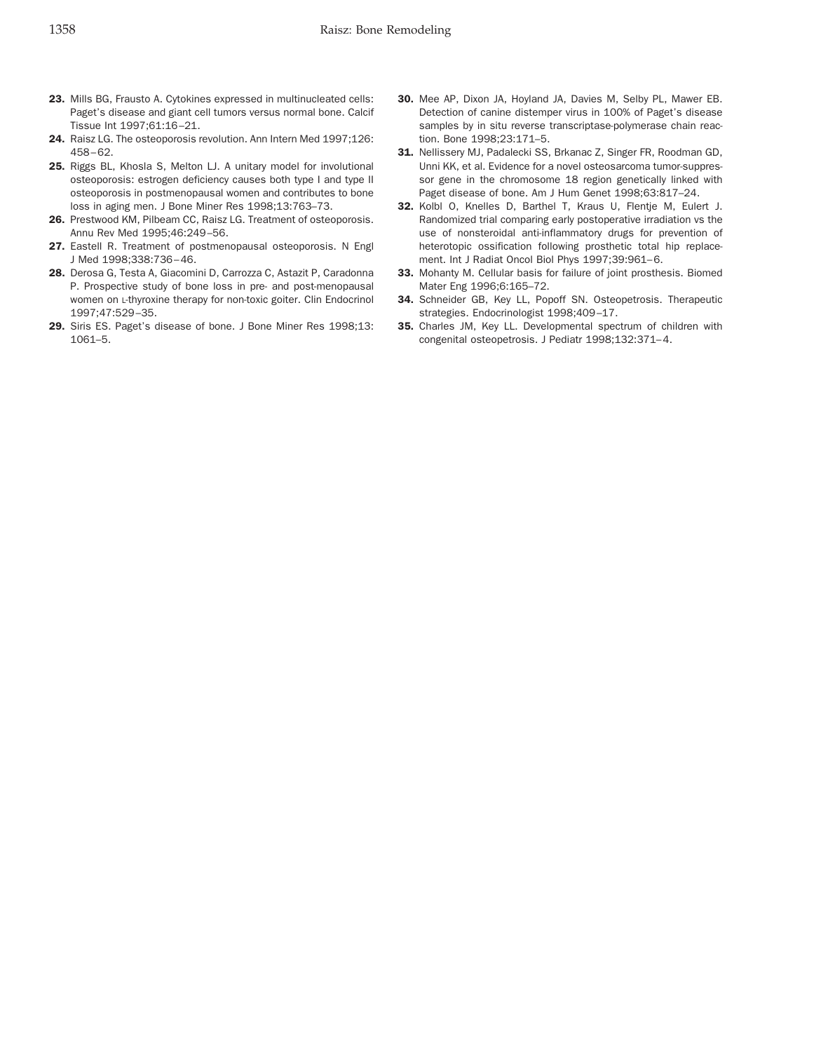23. Mills BG, Frausto A. Cytokines expressed in multinucleated cells: Paget's disease and giant cell tumors versus normal bone. Calcif Tissue Int 1997;61:16–21.
24. Raisz LG. The osteoporosis revolution. Ann Intern Med 1997;126: 458–62.
25. Riggs BL, Khosla S, Melton LJ. A unitary model for involutional osteoporosis: estrogen deficiency causes both type I and type II osteoporosis in postmenopausal women and contributes to bone loss in aging men. J Bone Miner Res 1998;13:763–73.
26. Prestwood KM, Pilbeam CC, Raisz LG. Treatment of osteoporosis. Annu Rev Med 1995;46:249–56.
27. Eastell R. Treatment of postmenopausal osteoporosis. N Engl J Med 1998;338:736–46.
28. Derosa G, Testa A, Giacomini D, Carrozza C, Astazit P, Caradonna P. Prospective study of bone loss in pre- and post-menopausal women on L-thyroxine therapy for non-toxic goiter. Clin Endocrinol 1997;47:529–35.
29. Siris ES. Paget's disease of bone. J Bone Miner Res 1998;13: 1061–5.
30. Mee AP, Dixon JA, Hoyland JA, Davies M, Selby PL, Mawer EB. Detection of canine distemper virus in 100% of Paget's disease samples by in situ reverse transcriptase-polymerase chain reaction. Bone 1998;23:171–5.
31. Nellissery MJ, Padalecki SS, Brkanac Z, Singer FR, Roodman GD, Unni KK, et al. Evidence for a novel osteosarcoma tumor-suppressor gene in the chromosome 18 region genetically linked with Paget disease of bone. Am J Hum Genet 1998;63:817–24.
32. Kolbl O, Knelles D, Barthel T, Kraus U, Flentje M, Eulert J. Randomized trial comparing early postoperative irradiation vs the use of nonsteroidal anti-inflammatory drugs for prevention of heterotopic ossification following prosthetic total hip replacement. Int J Radiat Oncol Biol Phys 1997;39:961–6.
33. Mohanty M. Cellular basis for failure of joint prosthesis. Biomed Mater Eng 1996;6:165–72.
34. Schneider GB, Key LL, Popoff SN. Osteopetrosis. Therapeutic strategies. Endocrinologist 1998;409–17.
35. Charles JM, Key LL. Developmental spectrum of children with congenital osteopetrosis. J Pediatr 1998;132:371–4.